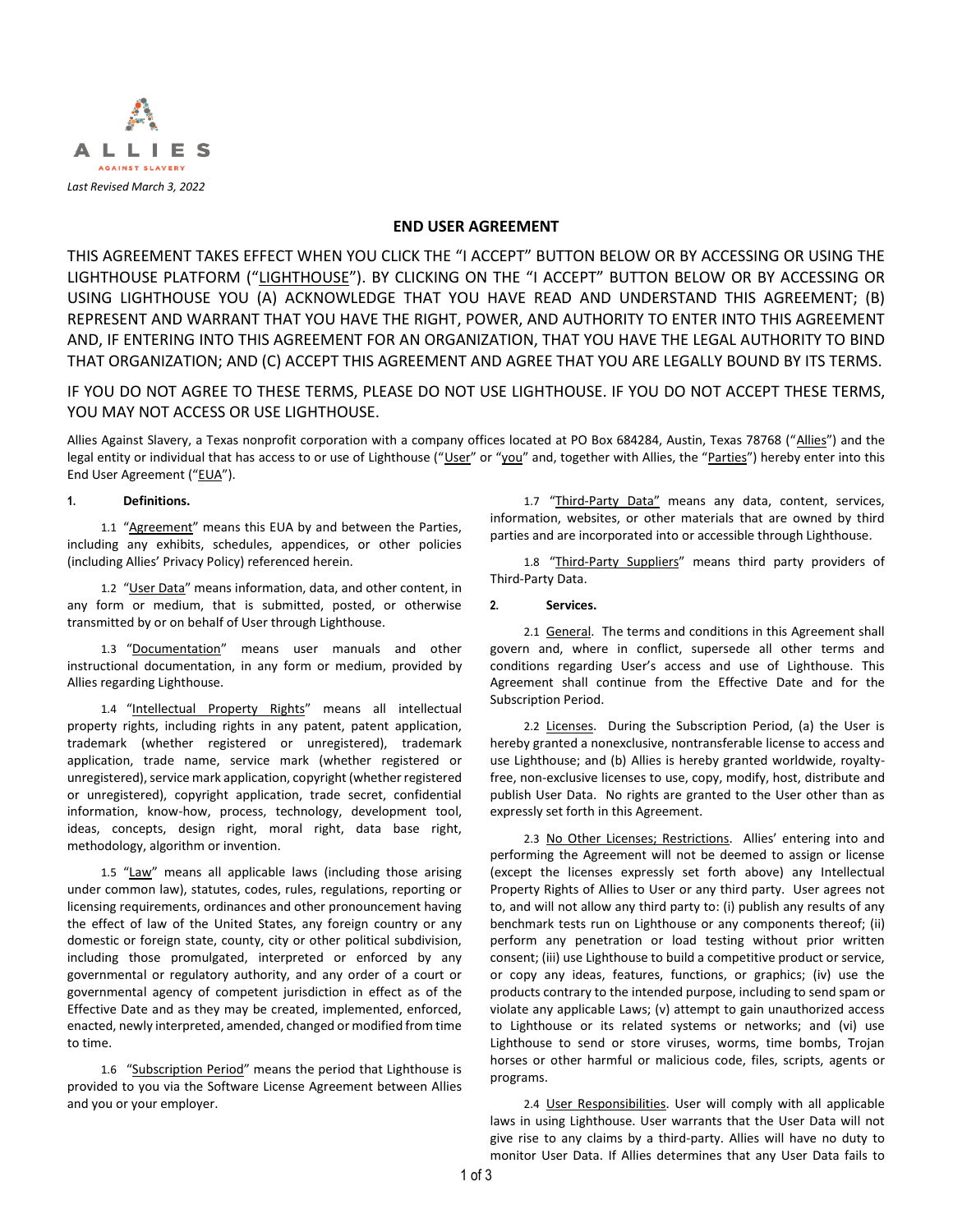ALLIES

AGAINST SLAVERY

*Last Revised March 3, 2022*

## END USER AGREEMENT

THIS AGREEMENT TAKES EFFECT WHEN YOU CLICK THE "I ACCEPT" BUTTON BELOW OR BY ACCESSING OR USING THE LIGHTHOUSE PLATFORM ("LIGHTHOUSE"). BY CLICKING ON THE "I ACCEPT" BUTTON BELOW OR BY ACCESSING OR USING LIGHTHOUSE YOU (A) ACKNOWLEDGE THAT YOU HAVE READ AND UNDERSTAND THIS AGREEMENT; (B) REPRESENT AND WARRANT THAT YOU HAVE THE RIGHT, POWER, AND AUTHORITY TO ENTER INTO THIS AGREEMENT AND, IF ENTERING INTO THIS AGREEMENT FOR AN ORGANIZATION, THAT YOU HAVE THE LEGAL AUTHORITY TO BIND THAT ORGANIZATION; AND (C) ACCEPT THIS AGREEMENT AND AGREE THAT YOU ARE LEGALLY BOUND BY ITS TERMS.

IF YOU DO NOT AGREE TO THESE TERMS, PLEASE DO NOT USE LIGHTHOUSE. IF YOU DO NOT ACCEPT THESE TERMS, YOU MAY NOT ACCESS OR USE LIGHTHOUSE.

Allies Against Slavery, a Texas nonprofit corporation with a company offices located at PO Box 684284, Austin, Texas 78768 ("Allies") and the legal entity or individual that has access to or use of Lighthouse ("User" or "you" and, together with Allies, the "Parties") hereby enter into this End User Agreement ("EUA").

**1. Definitions.**

1.1 "Agreement" means this EUA by and between the Parties, including any exhibits, schedules, appendices, or other policies (including Allies' Privacy Policy) referenced herein.

1.2 "User Data" means information, data, and other content, in any form or medium, that is submitted, posted, or otherwise transmitted by or on behalf of User through Lighthouse.

1.3 "Documentation" means user manuals and other instructional documentation, in any form or medium, provided by Allies regarding Lighthouse.

1.4 "Intellectual Property Rights" means all intellectual property rights, including rights in any patent, patent application, trademark (whether registered or unregistered), trademark application, trade name, service mark (whether registered or unregistered), service mark application, copyright (whether registered or unregistered), copyright application, trade secret, confidential information, know-how, process, technology, development tool, ideas, concepts, design right, moral right, data base right, methodology, algorithm or invention.

1.5 "Law" means all applicable laws (including those arising under common law), statutes, codes, rules, regulations, reporting or licensing requirements, ordinances and other pronouncement having the effect of law of the United States, any foreign country or any domestic or foreign state, county, city or other political subdivision, including those promulgated, interpreted or enforced by any governmental or regulatory authority, and any order of a court or governmental agency of competent jurisdiction in effect as of the Effective Date and as they may be created, implemented, enforced, enacted, newly interpreted, amended, changed or modified from time to time.

1.6 "Subscription Period" means the period that Lighthouse is provided to you via the Software License Agreement between Allies and you or your employer.

1.7 "Third-Party Data" means any data, content, services, information, websites, or other materials that are owned by third parties and are incorporated into or accessible through Lighthouse.

1.8 "Third-Party Suppliers" means third party providers of Third-Party Data.

**2. Services.**

2.1 General. The terms and conditions in this Agreement shall govern and, where in conflict, supersede all other terms and conditions regarding User's access and use of Lighthouse. This Agreement shall continue from the Effective Date and for the Subscription Period.

2.2 Licenses. During the Subscription Period, (a) the User is hereby granted a nonexclusive, nontransferable license to access and use Lighthouse; and (b) Allies is hereby granted worldwide, royalty-free, non-exclusive licenses to use, copy, modify, host, distribute and publish User Data. No rights are granted to the User other than as expressly set forth in this Agreement.

2.3 No Other Licenses; Restrictions. Allies' entering into and performing the Agreement will not be deemed to assign or license (except the licenses expressly set forth above) any Intellectual Property Rights of Allies to User or any third party. User agrees not to, and will not allow any third party to: (i) publish any results of any benchmark tests run on Lighthouse or any components thereof; (ii) perform any penetration or load testing without prior written consent; (iii) use Lighthouse to build a competitive product or service, or copy any ideas, features, functions, or graphics; (iv) use the products contrary to the intended purpose, including to send spam or violate any applicable Laws; (v) attempt to gain unauthorized access to Lighthouse or its related systems or networks; and (vi) use Lighthouse to send or store viruses, worms, time bombs, Trojan horses or other harmful or malicious code, files, scripts, agents or programs.

2.4 User Responsibilities. User will comply with all applicable laws in using Lighthouse. User warrants that the User Data will not give rise to any claims by a third-party. Allies will have no duty to monitor User Data. If Allies determines that any User Data fails to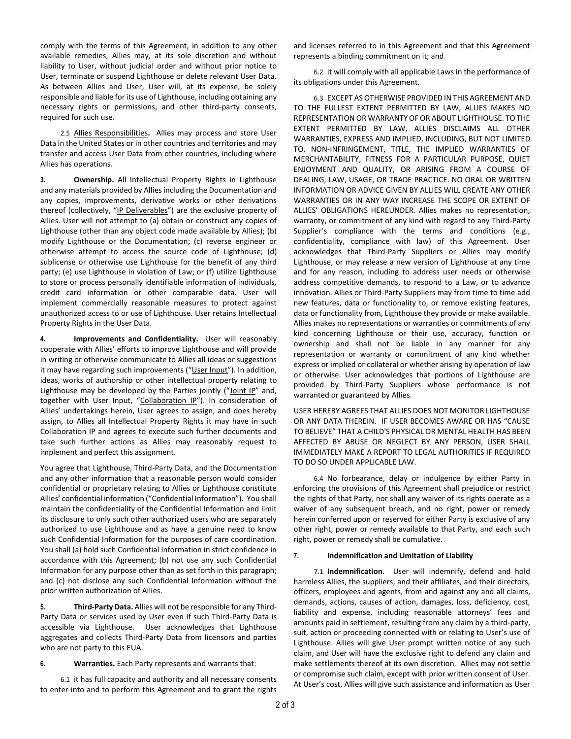comply with the terms of this Agreement, in addition to any other available remedies, Allies may, at its sole discretion and without liability to User, without judicial order and without prior notice to User, terminate or suspend Lighthouse or delete relevant User Data. As between Allies and User, User will, at its expense, be solely responsible and liable for its use of Lighthouse, including obtaining any necessary rights or permissions, and other third-party consents, required for such use.

2.5 Allies Responsibilities**.** Allies may process and store User Data in the United States or in other countries and territories and may transfer and access User Data from other countries, including where Allies has operations.

**3. Ownership.** All Intellectual Property Rights in Lighthouse and any materials provided by Allies including the Documentation and any copies, improvements, derivative works or other derivations thereof (collectively, "IP Deliverables") are the exclusive property of Allies. User will not attempt to (a) obtain or construct any copies of Lighthouse (other than any object code made available by Allies); (b) modify Lighthouse or the Documentation; (c) reverse engineer or otherwise attempt to access the source code of Lighthouse; (d) sublicense or otherwise use Lighthouse for the benefit of any third party; (e) use Lighthouse in violation of Law; or (f) utilize Lighthouse to store or process personally identifiable information of individuals, credit card information or other comparable data. User will implement commercially reasonable measures to protect against unauthorized access to or use of Lighthouse. User retains Intellectual Property Rights in the User Data.

**4. Improvements and Confidentiality.** User will reasonably cooperate with Allies' efforts to improve Lighthouse and will provide in writing or otherwise communicate to Allies all ideas or suggestions it may have regarding such improvements ("User Input"). In addition, ideas, works of authorship or other intellectual property relating to Lighthouse may be developed by the Parties jointly ("Joint IP" and, together with User Input, "Collaboration IP"). In consideration of Allies' undertakings herein, User agrees to assign, and does hereby assign, to Allies all Intellectual Property Rights it may have in such Collaboration IP and agrees to execute such further documents and take such further actions as Allies may reasonably request to implement and perfect this assignment.

You agree that Lighthouse, Third-Party Data, and the Documentation and any other information that a reasonable person would consider confidential or proprietary relating to Allies or Lighthouse constitute Allies' confidential information ("Confidential Information"). You shall maintain the confidentiality of the Confidential Information and limit its disclosure to only such other authorized users who are separately authorized to use Lighthouse and as have a genuine need to know such Confidential Information for the purposes of care coordination. You shall (a) hold such Confidential Information in strict confidence in accordance with this Agreement; (b) not use any such Confidential Information for any purpose other than as set forth in this paragraph; and (c) not disclose any such Confidential Information without the prior written authorization of Allies.

**5. Third-Party Data.** Allies will not be responsible for any Third-Party Data or services used by User even if such Third-Party Data is accessible via Lighthouse. User acknowledges that Lighthouse aggregates and collects Third-Party Data from licensors and parties who are not party to this EUA.

**6. Warranties.** Each Party represents and warrants that:

6.1 it has full capacity and authority and all necessary consents to enter into and to perform this Agreement and to grant the rights and licenses referred to in this Agreement and that this Agreement represents a binding commitment on it; and

6.2 it will comply with all applicable Laws in the performance of its obligations under this Agreement.

6.3 EXCEPT AS OTHERWISE PROVIDED IN THIS AGREEMENT AND TO THE FULLEST EXTENT PERMITTED BY LAW, ALLIES MAKES NO REPRESENTATION OR WARRANTY OF OR ABOUT LIGHTHOUSE. TO THE EXTENT PERMITTED BY LAW, ALLIES DISCLAIMS ALL OTHER WARRANTIES, EXPRESS AND IMPLIED, INCLUDING, BUT NOT LIMITED TO, NON-INFRINGEMENT, TITLE, THE IMPLIED WARRANTIES OF MERCHANTABILITY, FITNESS FOR A PARTICULAR PURPOSE, QUIET ENJOYMENT AND QUALITY, OR ARISING FROM A COURSE OF DEALING, LAW, USAGE, OR TRADE PRACTICE. NO ORAL OR WRITTEN INFORMATION OR ADVICE GIVEN BY ALLIES WILL CREATE ANY OTHER WARRANTIES OR IN ANY WAY INCREASE THE SCOPE OR EXTENT OF ALLIES' OBLIGATIONS HEREUNDER. Allies makes no representation, warranty, or commitment of any kind with regard to any Third-Party Supplier's compliance with the terms and conditions (e.g., confidentiality, compliance with law) of this Agreement. User acknowledges that Third-Party Suppliers or Allies may modify Lighthouse, or may release a new version of Lighthouse at any time and for any reason, including to address user needs or otherwise address competitive demands, to respond to a Law, or to advance innovation. Allies or Third-Party Suppliers may from time to time add new features, data or functionality to, or remove existing features, data or functionality from, Lighthouse they provide or make available. Allies makes no representations or warranties or commitments of any kind concerning Lighthouse or their use, accuracy, function or ownership and shall not be liable in any manner for any representation or warranty or commitment of any kind whether express or implied or collateral or whether arising by operation of law or otherwise. User acknowledges that portions of Lighthouse are provided by Third-Party Suppliers whose performance is not warranted or guaranteed by Allies.

USER HEREBY AGREES THAT ALLIES DOES NOT MONITOR LIGHTHOUSE OR ANY DATA THEREIN. IF USER BECOMES AWARE OR HAS "CAUSE TO BELIEVE" THAT A CHILD'S PHYSICAL OR MENTAL HEALTH HAS BEEN AFFECTED BY ABUSE OR NEGLECT BY ANY PERSON, USER SHALL IMMEDIATELY MAKE A REPORT TO LEGAL AUTHORITIES IF REQUIRED TO DO SO UNDER APPLICABLE LAW.

6.4 No forbearance, delay or indulgence by either Party in enforcing the provisions of this Agreement shall prejudice or restrict the rights of that Party, nor shall any waiver of its rights operate as a waiver of any subsequent breach, and no right, power or remedy herein conferred upon or reserved for either Party is exclusive of any other right, power or remedy available to that Party, and each such right, power or remedy shall be cumulative.

**7. Indemnification and Limitation of Liability**

7.1 **Indemnification.** User will indemnify, defend and hold harmless Allies, the suppliers, and their affiliates, and their directors, officers, employees and agents, from and against any and all claims, demands, actions, causes of action, damages, loss, deficiency, cost, liability and expense, including reasonable attorneys' fees and amounts paid in settlement, resulting from any claim by a third-party, suit, action or proceeding connected with or relating to User's use of Lighthouse. Allies will give User prompt written notice of any such claim, and User will have the exclusive right to defend any claim and make settlements thereof at its own discretion. Allies may not settle or compromise such claim, except with prior written consent of User. At User's cost, Allies will give such assistance and information as User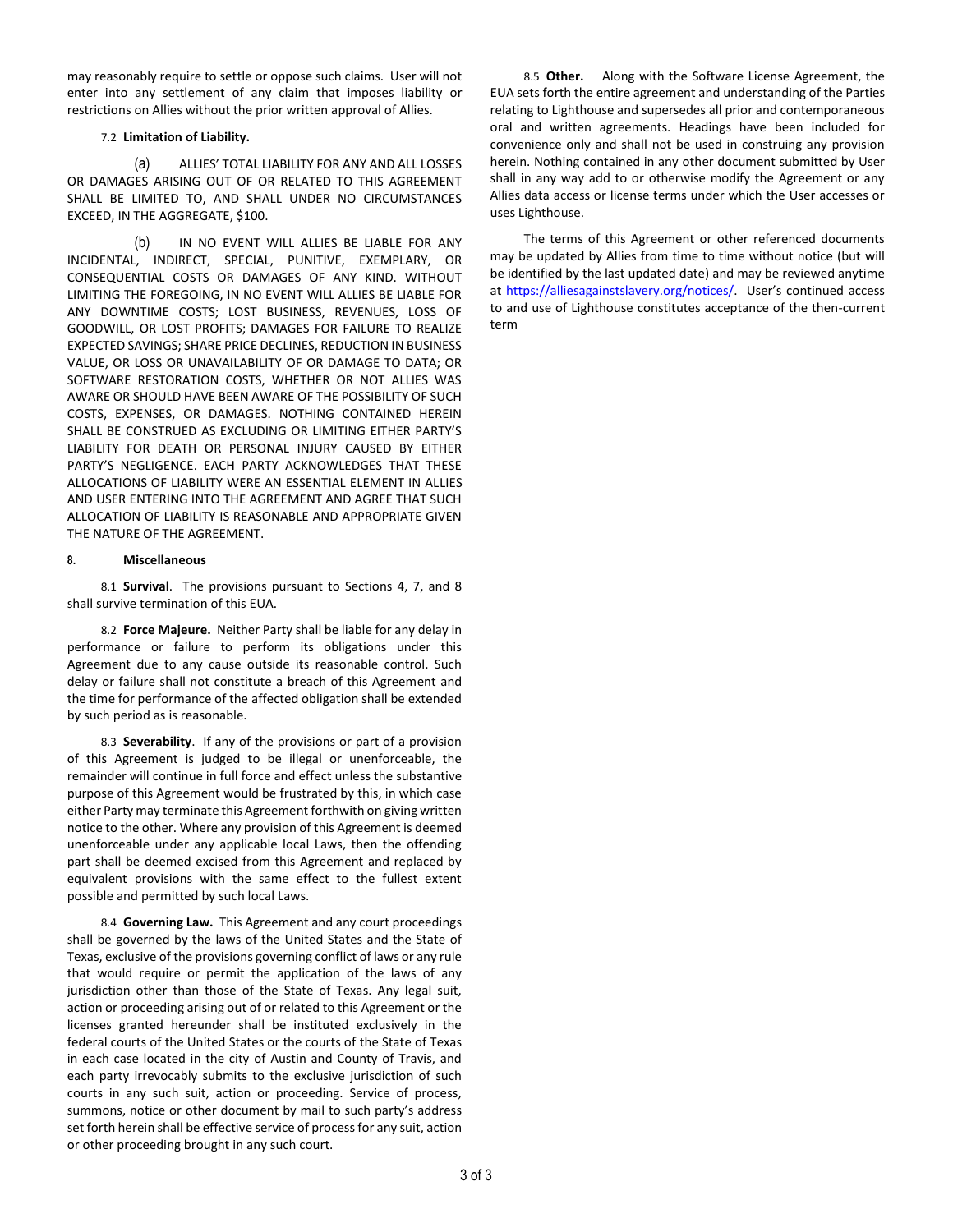may reasonably require to settle or oppose such claims. User will not enter into any settlement of any claim that imposes liability or restrictions on Allies without the prior written approval of Allies.

7.2 **Limitation of Liability.**

(a) ALLIES' TOTAL LIABILITY FOR ANY AND ALL LOSSES OR DAMAGES ARISING OUT OF OR RELATED TO THIS AGREEMENT SHALL BE LIMITED TO, AND SHALL UNDER NO CIRCUMSTANCES EXCEED, IN THE AGGREGATE, $100.

(b) IN NO EVENT WILL ALLIES BE LIABLE FOR ANY INCIDENTAL, INDIRECT, SPECIAL, PUNITIVE, EXEMPLARY, OR CONSEQUENTIAL COSTS OR DAMAGES OF ANY KIND. WITHOUT LIMITING THE FOREGOING, IN NO EVENT WILL ALLIES BE LIABLE FOR ANY DOWNTIME COSTS; LOST BUSINESS, REVENUES, LOSS OF GOODWILL, OR LOST PROFITS; DAMAGES FOR FAILURE TO REALIZE EXPECTED SAVINGS; SHARE PRICE DECLINES, REDUCTION IN BUSINESS VALUE, OR LOSS OR UNAVAILABILITY OF OR DAMAGE TO DATA; OR SOFTWARE RESTORATION COSTS, WHETHER OR NOT ALLIES WAS AWARE OR SHOULD HAVE BEEN AWARE OF THE POSSIBILITY OF SUCH COSTS, EXPENSES, OR DAMAGES. NOTHING CONTAINED HEREIN SHALL BE CONSTRUED AS EXCLUDING OR LIMITING EITHER PARTY'S LIABILITY FOR DEATH OR PERSONAL INJURY CAUSED BY EITHER PARTY'S NEGLIGENCE. EACH PARTY ACKNOWLEDGES THAT THESE ALLOCATIONS OF LIABILITY WERE AN ESSENTIAL ELEMENT IN ALLIES AND USER ENTERING INTO THE AGREEMENT AND AGREE THAT SUCH ALLOCATION OF LIABILITY IS REASONABLE AND APPROPRIATE GIVEN THE NATURE OF THE AGREEMENT.

**8. Miscellaneous**

8.1 **Survival**. The provisions pursuant to Sections 4, 7, and 8 shall survive termination of this EUA.

8.2 **Force Majeure.** Neither Party shall be liable for any delay in performance or failure to perform its obligations under this Agreement due to any cause outside its reasonable control. Such delay or failure shall not constitute a breach of this Agreement and the time for performance of the affected obligation shall be extended by such period as is reasonable.

8.3 **Severability**. If any of the provisions or part of a provision of this Agreement is judged to be illegal or unenforceable, the remainder will continue in full force and effect unless the substantive purpose of this Agreement would be frustrated by this, in which case either Party may terminate this Agreement forthwith on giving written notice to the other. Where any provision of this Agreement is deemed unenforceable under any applicable local Laws, then the offending part shall be deemed excised from this Agreement and replaced by equivalent provisions with the same effect to the fullest extent possible and permitted by such local Laws.

8.4 **Governing Law.** This Agreement and any court proceedings shall be governed by the laws of the United States and the State of Texas, exclusive of the provisions governing conflict of laws or any rule that would require or permit the application of the laws of any jurisdiction other than those of the State of Texas. Any legal suit, action or proceeding arising out of or related to this Agreement or the licenses granted hereunder shall be instituted exclusively in the federal courts of the United States or the courts of the State of Texas in each case located in the city of Austin and County of Travis, and each party irrevocably submits to the exclusive jurisdiction of such courts in any such suit, action or proceeding. Service of process, summons, notice or other document by mail to such party's address set forth herein shall be effective service of process for any suit, action or other proceeding brought in any such court.

8.5 **Other.** Along with the Software License Agreement, the EUA sets forth the entire agreement and understanding of the Parties relating to Lighthouse and supersedes all prior and contemporaneous oral and written agreements. Headings have been included for convenience only and shall not be used in construing any provision herein. Nothing contained in any other document submitted by User shall in any way add to or otherwise modify the Agreement or any Allies data access or license terms under which the User accesses or uses Lighthouse.

The terms of this Agreement or other referenced documents may be updated by Allies from time to time without notice (but will be identified by the last updated date) and may be reviewed anytime at https://alliesagainstslavery.org/notices/. User's continued access to and use of Lighthouse constitutes acceptance of the then-current term